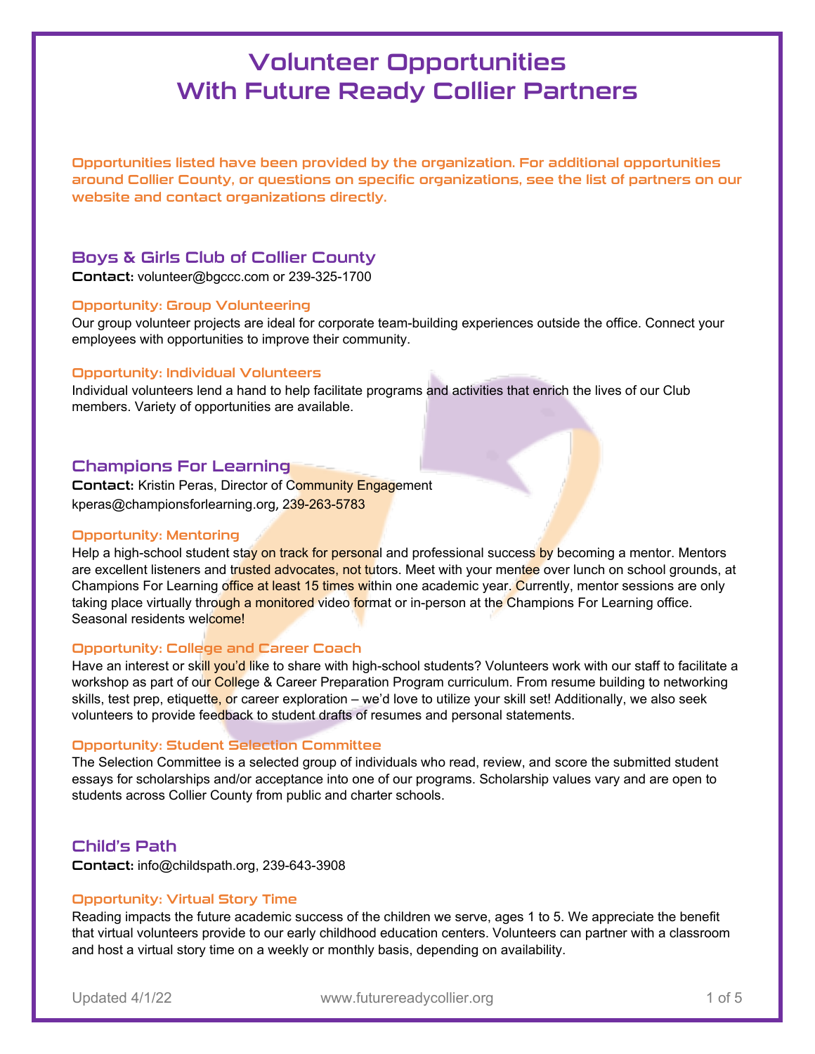# Volunteer Opportunities With Future Ready Collier Partners

Opportunities listed have been provided by the organization. For additional opportunities around Collier County, or questions on specific organizations, see the list of partners on our website and contact organizations directly.

## Boys & Girls Club of Collier County

**Contact:** volunteer@bgccc.com or 239-325-1700

### Opportunity: Group Volunteering

Our group volunteer projects are ideal for corporate team-building experiences outside the office. Connect your employees with opportunities to improve their community.

### Opportunity: Individual Volunteers

Individual volunteers lend a hand to help facilitate programs and activities that enrich the lives of our Club members. Variety of opportunities are available.

## Champions For Learning

**Contact:** Kristin Peras, Director of Community Engagement
kperas@championsforlearning.org, 239-263-5783

### Opportunity: Mentoring

Help a high-school student stay on track for personal and professional success by becoming a mentor. Mentors are excellent listeners and trusted advocates, not tutors. Meet with your mentee over lunch on school grounds, at Champions For Learning office at least 15 times within one academic year. Currently, mentor sessions are only taking place virtually through a monitored video format or in-person at the Champions For Learning office. Seasonal residents welcome!

### Opportunity: College and Career Coach

Have an interest or skill you'd like to share with high-school students? Volunteers work with our staff to facilitate a workshop as part of our College & Career Preparation Program curriculum. From resume building to networking skills, test prep, etiquette, or career exploration – we'd love to utilize your skill set! Additionally, we also seek volunteers to provide feedback to student drafts of resumes and personal statements.

### Opportunity: Student Selection Committee

The Selection Committee is a selected group of individuals who read, review, and score the submitted student essays for scholarships and/or acceptance into one of our programs. Scholarship values vary and are open to students across Collier County from public and charter schools.

## Child's Path

**Contact:** info@childspath.org, 239-643-3908

### Opportunity: Virtual Story Time

Reading impacts the future academic success of the children we serve, ages 1 to 5. We appreciate the benefit that virtual volunteers provide to our early childhood education centers. Volunteers can partner with a classroom and host a virtual story time on a weekly or monthly basis, depending on availability.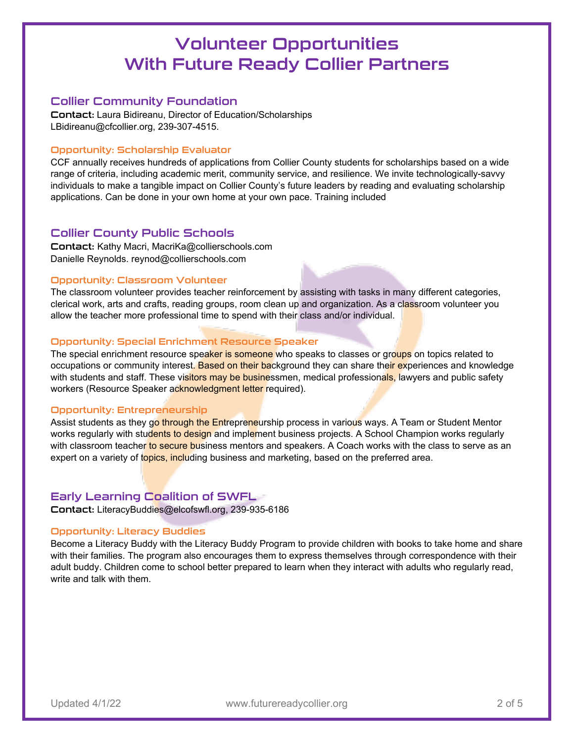# Volunteer Opportunities With Future Ready Collier Partners

## Collier Community Foundation

**Contact:** Laura Bidireanu, Director of Education/Scholarships
LBidireanu@cfcollier.org, 239-307-4515.

### Opportunity: Scholarship Evaluator

CCF annually receives hundreds of applications from Collier County students for scholarships based on a wide range of criteria, including academic merit, community service, and resilience. We invite technologically-savvy individuals to make a tangible impact on Collier County's future leaders by reading and evaluating scholarship applications. Can be done in your own home at your own pace. Training included

## Collier County Public Schools

**Contact:** Kathy Macri, MacriKa@collierschools.com
Danielle Reynolds. reynod@collierschools.com

### Opportunity: Classroom Volunteer

The classroom volunteer provides teacher reinforcement by assisting with tasks in many different categories, clerical work, arts and crafts, reading groups, room clean up and organization. As a classroom volunteer you allow the teacher more professional time to spend with their class and/or individual.

### Opportunity: Special Enrichment Resource Speaker

The special enrichment resource speaker is someone who speaks to classes or groups on topics related to occupations or community interest. Based on their background they can share their experiences and knowledge with students and staff. These visitors may be businessmen, medical professionals, lawyers and public safety workers (Resource Speaker acknowledgment letter required).

### Opportunity: Entrepreneurship

Assist students as they go through the Entrepreneurship process in various ways. A Team or Student Mentor works regularly with students to design and implement business projects. A School Champion works regularly with classroom teacher to secure business mentors and speakers. A Coach works with the class to serve as an expert on a variety of topics, including business and marketing, based on the preferred area.

## Early Learning Coalition of SWFL

**Contact:** LiteracyBuddies@elcofswfl.org, 239-935-6186

### Opportunity: Literacy Buddies

Become a Literacy Buddy with the Literacy Buddy Program to provide children with books to take home and share with their families. The program also encourages them to express themselves through correspondence with their adult buddy. Children come to school better prepared to learn when they interact with adults who regularly read, write and talk with them.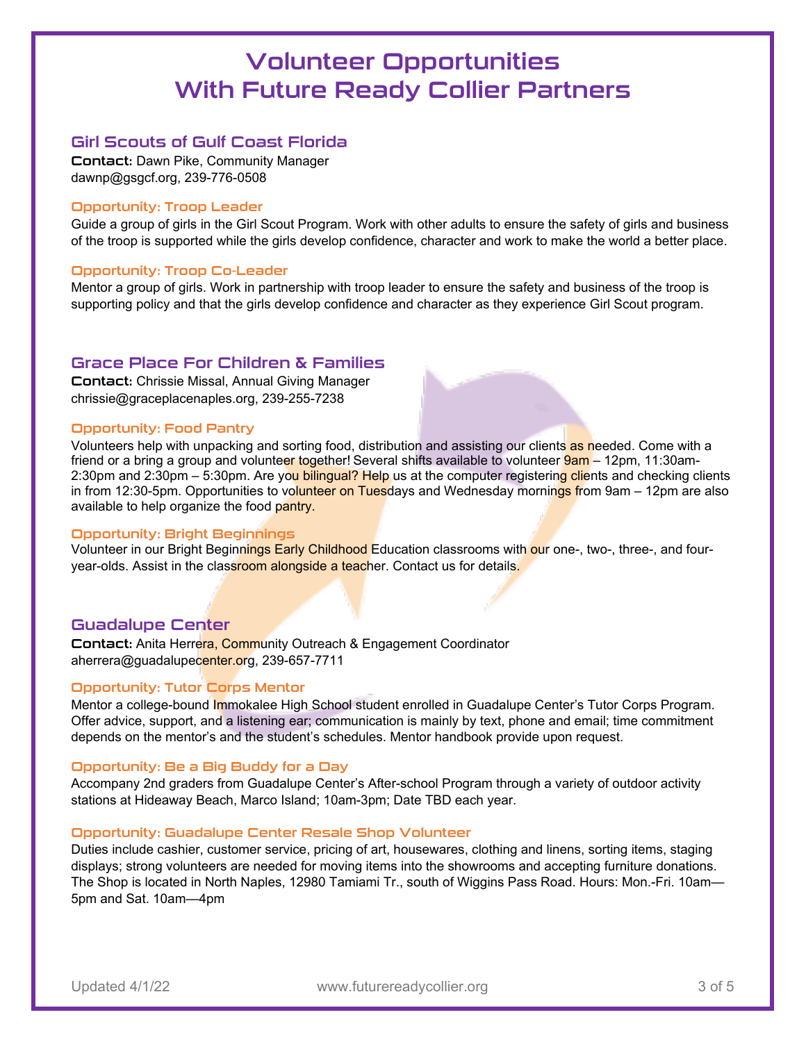# Volunteer Opportunities With Future Ready Collier Partners

## Girl Scouts of Gulf Coast Florida

**Contact:** Dawn Pike, Community Manager
dawnp@gsgcf.org, 239-776-0508

### Opportunity: Troop Leader

Guide a group of girls in the Girl Scout Program. Work with other adults to ensure the safety of girls and business of the troop is supported while the girls develop confidence, character and work to make the world a better place.

### Opportunity: Troop Co-Leader

Mentor a group of girls. Work in partnership with troop leader to ensure the safety and business of the troop is supporting policy and that the girls develop confidence and character as they experience Girl Scout program.

## Grace Place For Children & Families

**Contact:** Chrissie Missal, Annual Giving Manager
chrissie@graceplacenaples.org, 239-255-7238

### Opportunity: Food Pantry

Volunteers help with unpacking and sorting food, distribution and assisting our clients as needed. Come with a friend or a bring a group and volunteer together! Several shifts available to volunteer 9am – 12pm, 11:30am-2:30pm and 2:30pm – 5:30pm. Are you bilingual? Help us at the computer registering clients and checking clients in from 12:30-5pm. Opportunities to volunteer on Tuesdays and Wednesday mornings from 9am – 12pm are also available to help organize the food pantry.

### Opportunity: Bright Beginnings

Volunteer in our Bright Beginnings Early Childhood Education classrooms with our one-, two-, three-, and four-year-olds. Assist in the classroom alongside a teacher. Contact us for details.

## Guadalupe Center

**Contact:** Anita Herrera, Community Outreach & Engagement Coordinator
aherrera@guadalupecenter.org, 239-657-7711

### Opportunity: Tutor Corps Mentor

Mentor a college-bound Immokalee High School student enrolled in Guadalupe Center's Tutor Corps Program. Offer advice, support, and a listening ear; communication is mainly by text, phone and email; time commitment depends on the mentor's and the student's schedules. Mentor handbook provide upon request.

### Opportunity: Be a Big Buddy for a Day

Accompany 2nd graders from Guadalupe Center's After-school Program through a variety of outdoor activity stations at Hideaway Beach, Marco Island; 10am-3pm; Date TBD each year.

### Opportunity: Guadalupe Center Resale Shop Volunteer

Duties include cashier, customer service, pricing of art, housewares, clothing and linens, sorting items, staging displays; strong volunteers are needed for moving items into the showrooms and accepting furniture donations. The Shop is located in North Naples, 12980 Tamiami Tr., south of Wiggins Pass Road. Hours: Mon.-Fri. 10am—5pm and Sat. 10am—4pm

Updated 4/1/22 www.futurereadycollier.org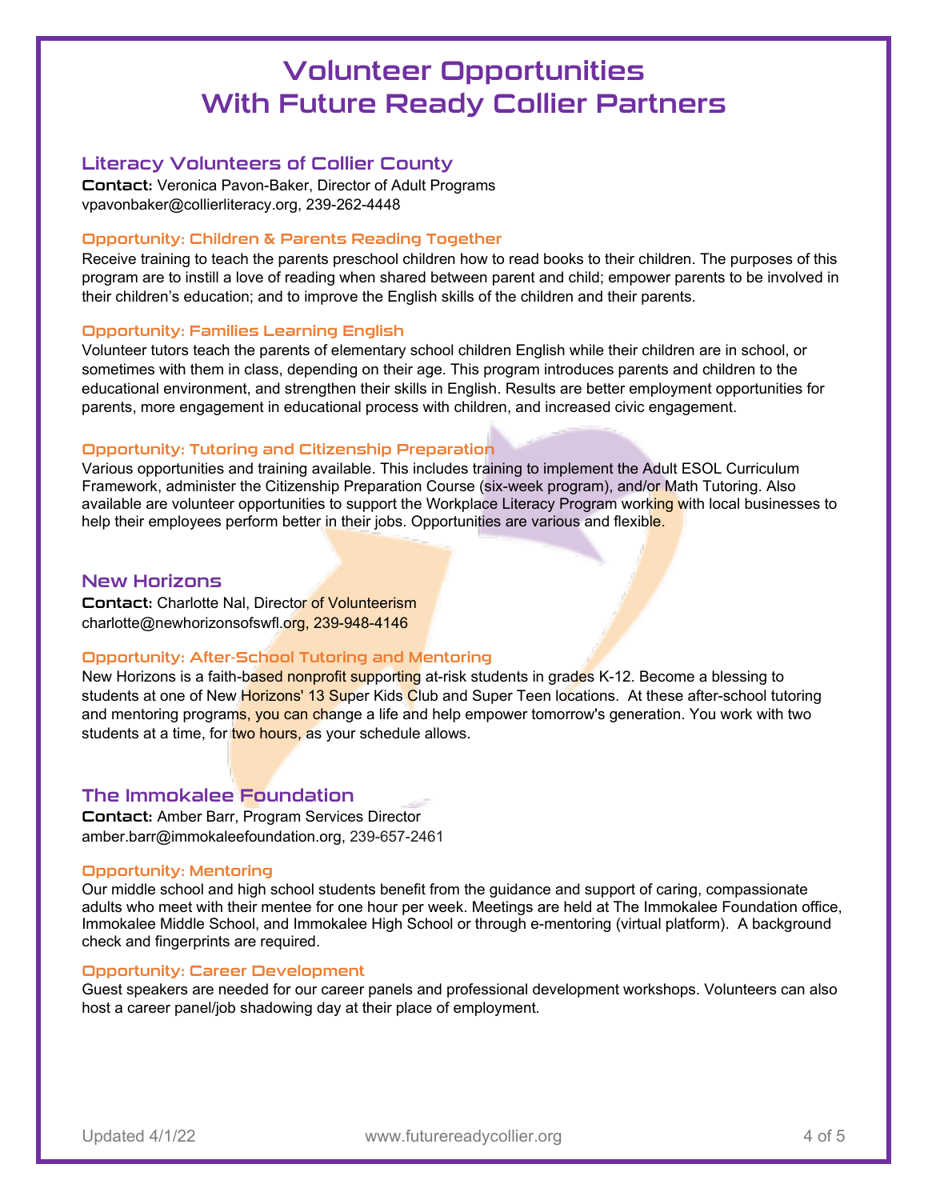# Volunteer Opportunities With Future Ready Collier Partners

## Literacy Volunteers of Collier County

**Contact:** Veronica Pavon-Baker, Director of Adult Programs
vpavonbaker@collierliteracy.org, 239-262-4448

### Opportunity: Children & Parents Reading Together

Receive training to teach the parents preschool children how to read books to their children. The purposes of this program are to instill a love of reading when shared between parent and child; empower parents to be involved in their children's education; and to improve the English skills of the children and their parents.

### Opportunity: Families Learning English

Volunteer tutors teach the parents of elementary school children English while their children are in school, or sometimes with them in class, depending on their age. This program introduces parents and children to the educational environment, and strengthen their skills in English. Results are better employment opportunities for parents, more engagement in educational process with children, and increased civic engagement.

### Opportunity: Tutoring and Citizenship Preparation

Various opportunities and training available. This includes training to implement the Adult ESOL Curriculum Framework, administer the Citizenship Preparation Course (six-week program), and/or Math Tutoring. Also available are volunteer opportunities to support the Workplace Literacy Program working with local businesses to help their employees perform better in their jobs. Opportunities are various and flexible.

## New Horizons

**Contact:** Charlotte Nal, Director of Volunteerism
charlotte@newhorizonsofswfl.org, 239-948-4146

### Opportunity: After-School Tutoring and Mentoring

New Horizons is a faith-based nonprofit supporting at-risk students in grades K-12. Become a blessing to students at one of New Horizons' 13 Super Kids Club and Super Teen locations. At these after-school tutoring and mentoring programs, you can change a life and help empower tomorrow's generation. You work with two students at a time, for two hours, as your schedule allows.

## The Immokalee Foundation

**Contact:** Amber Barr, Program Services Director
amber.barr@immokaleefoundation.org, 239-657-2461

### Opportunity: Mentoring

Our middle school and high school students benefit from the guidance and support of caring, compassionate adults who meet with their mentee for one hour per week. Meetings are held at The Immokalee Foundation office, Immokalee Middle School, and Immokalee High School or through e-mentoring (virtual platform). A background check and fingerprints are required.

### Opportunity: Career Development

Guest speakers are needed for our career panels and professional development workshops. Volunteers can also host a career panel/job shadowing day at their place of employment.

Updated 4/1/22 www.futurereadycollier.org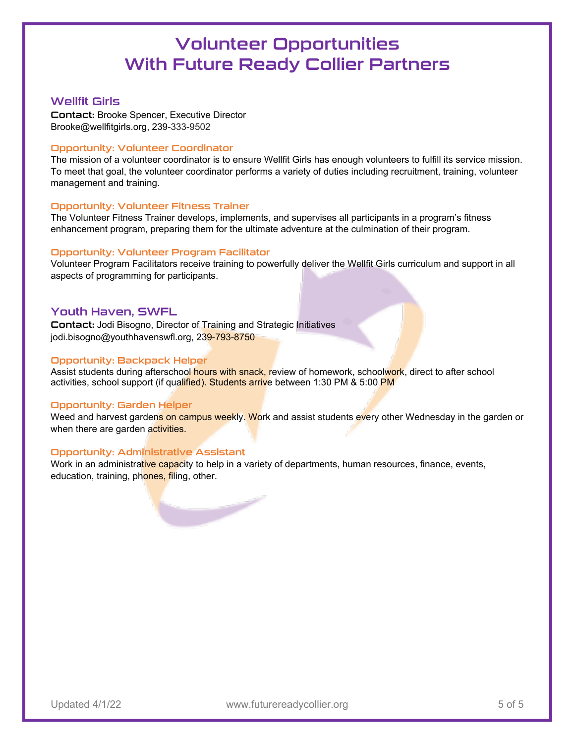# Volunteer Opportunities With Future Ready Collier Partners

## Wellfit Girls

**Contact:** Brooke Spencer, Executive Director
Brooke@wellfitgirls.org, 239-333-9502

### Opportunity: Volunteer Coordinator

The mission of a volunteer coordinator is to ensure Wellfit Girls has enough volunteers to fulfill its service mission. To meet that goal, the volunteer coordinator performs a variety of duties including recruitment, training, volunteer management and training.

### Opportunity: Volunteer Fitness Trainer

The Volunteer Fitness Trainer develops, implements, and supervises all participants in a program's fitness enhancement program, preparing them for the ultimate adventure at the culmination of their program.

### Opportunity: Volunteer Program Facilitator

Volunteer Program Facilitators receive training to powerfully deliver the Wellfit Girls curriculum and support in all aspects of programming for participants.

## Youth Haven, SWFL

**Contact:** Jodi Bisogno, Director of Training and Strategic Initiatives
jodi.bisogno@youthhavenswfl.org, 239-793-8750

### Opportunity: Backpack Helper

Assist students during afterschool hours with snack, review of homework, schoolwork, direct to after school activities, school support (if qualified). Students arrive between 1:30 PM & 5:00 PM

### Opportunity: Garden Helper

Weed and harvest gardens on campus weekly. Work and assist students every other Wednesday in the garden or when there are garden activities.

### Opportunity: Administrative Assistant

Work in an administrative capacity to help in a variety of departments, human resources, finance, events, education, training, phones, filing, other.

Updated 4/1/22 www.futurereadycollier.org